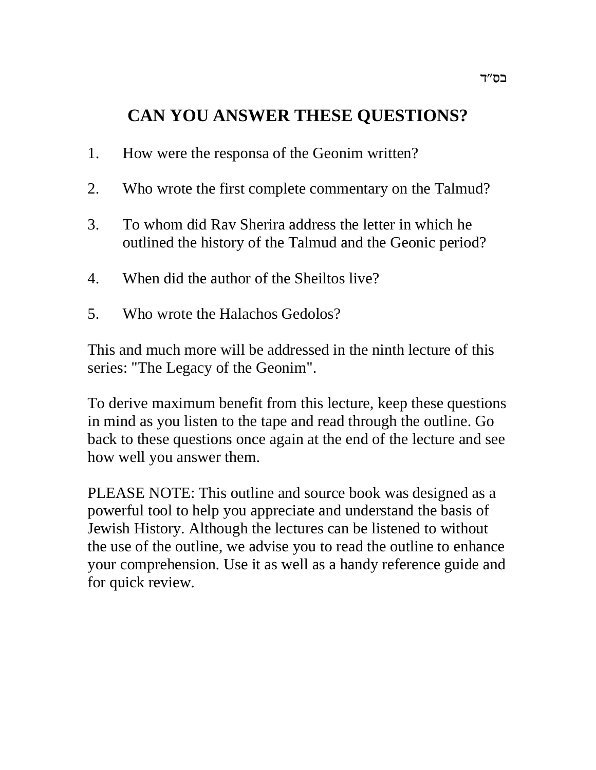בס"ד

# CAN YOU ANSWER THESE QUESTIONS?

1. How were the responsa of the Geonim written?

2. Who wrote the first complete commentary on the Talmud?

3. To whom did Rav Sherira address the letter in which he outlined the history of the Talmud and the Geonic period?

4. When did the author of the Sheiltos live?

5. Who wrote the Halachos Gedolos?

This and much more will be addressed in the ninth lecture of this series: "The Legacy of the Geonim".

To derive maximum benefit from this lecture, keep these questions in mind as you listen to the tape and read through the outline. Go back to these questions once again at the end of the lecture and see how well you answer them.

PLEASE NOTE: This outline and source book was designed as a powerful tool to help you appreciate and understand the basis of Jewish History. Although the lectures can be listened to without the use of the outline, we advise you to read the outline to enhance your comprehension. Use it as well as a handy reference guide and for quick review.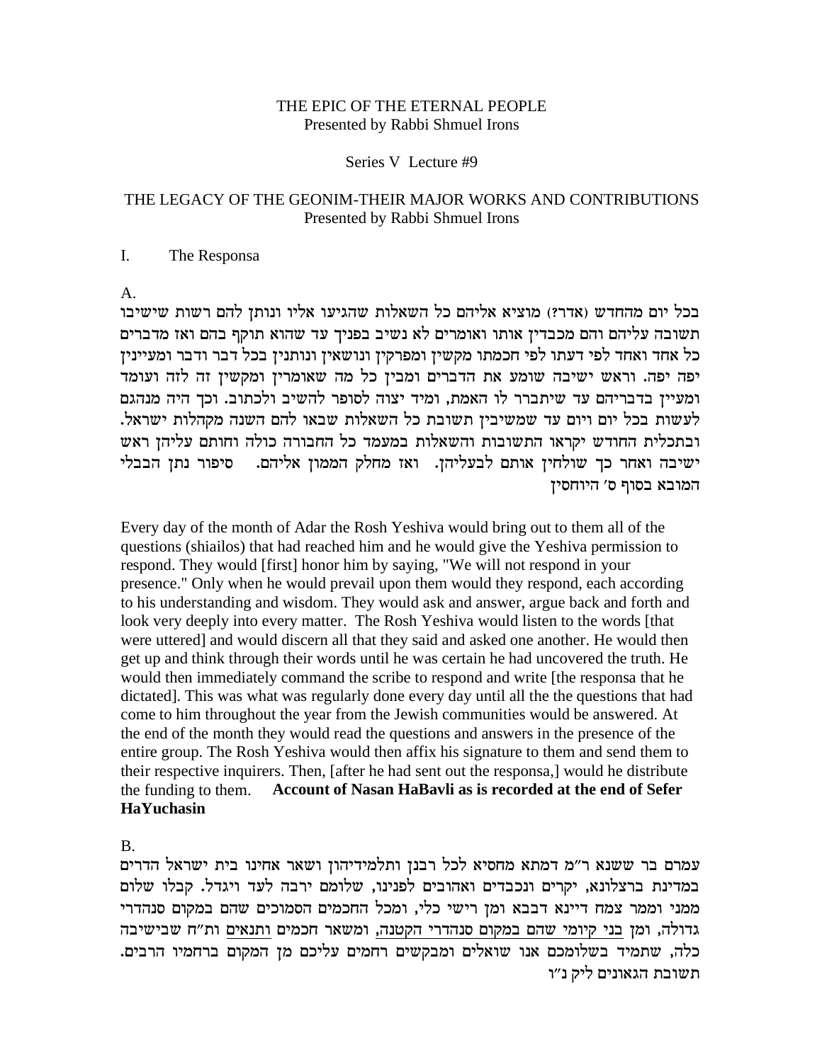THE EPIC OF THE ETERNAL PEOPLE
Presented by Rabbi Shmuel Irons

Series V Lecture #9

THE LEGACY OF THE GEONIM-THEIR MAJOR WORKS AND CONTRIBUTIONS
Presented by Rabbi Shmuel Irons

I. The Responsa

A.

בכל יום מהחדש (אדר?) מוציא אליהם כל השאלות שהגיעו אליו ונותן להם רשות שישיבו תשובה עליהם והם מכבדין אותו ואומרים לא נשיב בפניך עד שהוא תוקף בהם ואז מדברים כל אחד ואחד לפי דעתו לפי חכמתו מקשין ומפרקין ונושאין ונותנין בכל דבר ודבר ומעיינין יפה יפה. וראש ישיבה שומע את הדברים ומבין כל מה שאומרין ומקשין זה לזה ועומד ומעיין בדבריהם עד שיתברר לו האמת, ומיד יצוה לסופר להשיב ולכתוב. וכך היה מנהגם לעשות בכל יום ויום עד שמשיבין תשובת כל השאלות שבאו להם השנה מקהלות ישראל. ובתכלית החודש יקראו התשובות והשאלות במעמד כל החבורה כולה וחותם עליהן ראש ישיבה ואחר כך שולחין אותם לבעליהן. ואז מחלק הממון אליהם. סיפור נתן הבבלי המובא בסוף ס' היוחסין

Every day of the month of Adar the Rosh Yeshiva would bring out to them all of the questions (shiailos) that had reached him and he would give the Yeshiva permission to respond. They would [first] honor him by saying, "We will not respond in your presence." Only when he would prevail upon them would they respond, each according to his understanding and wisdom. They would ask and answer, argue back and forth and look very deeply into every matter. The Rosh Yeshiva would listen to the words [that were uttered] and would discern all that they said and asked one another. He would then get up and think through their words until he was certain he had uncovered the truth. He would then immediately command the scribe to respond and write [the responsa that he dictated]. This was what was regularly done every day until all the the questions that had come to him throughout the year from the Jewish communities would be answered. At the end of the month they would read the questions and answers in the presence of the entire group. The Rosh Yeshiva would then affix his signature to them and send them to their respective inquirers. Then, [after he had sent out the responsa,] would he distribute the funding to them. **Account of Nasan HaBavli as is recorded at the end of Sefer HaYuchasin**

B.

עמרם בר ששנא ר"מ דמתא מחסיא לכל רבנן ותלמידיהון ושאר אחינו בית ישראל הדרים במדינת ברצלונא, יקרים ונכבדים ואהובים לפנינו, שלומם ירבה לעד ויגדל. קבלו שלום ממני וממר צמח דיינא דבבא ומן רישי כלי, ומכל החכמים הסמוכים שהם במקום סנהדרי גדולה, ומן בני קיומי שהם במקום סנהדרי הקטנה, ומשאר חכמים ותנאים ות"ח שבישיבה כלה, שתמיד בשלומכם אנו שואלים ומבקשים רחמים עליכם מן המקום ברחמיו הרבים. תשובת הגאונים ליק נ"ו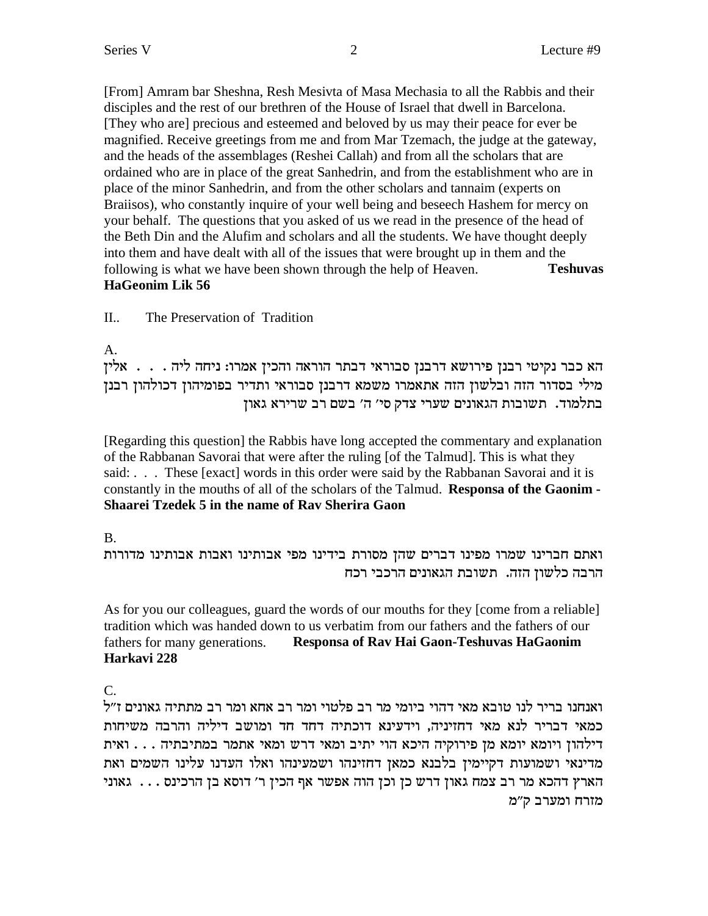[From] Amram bar Sheshna, Resh Mesivta of Masa Mechasia to all the Rabbis and their disciples and the rest of our brethren of the House of Israel that dwell in Barcelona. [They who are] precious and esteemed and beloved by us may their peace for ever be magnified. Receive greetings from me and from Mar Tzemach, the judge at the gateway, and the heads of the assemblages (Reshei Callah) and from all the scholars that are ordained who are in place of the great Sanhedrin, and from the establishment who are in place of the minor Sanhedrin, and from the other scholars and tannaim (experts on Braiisos), who constantly inquire of your well being and beseech Hashem for mercy on your behalf. The questions that you asked of us we read in the presence of the head of the Beth Din and the Alufim and scholars and all the students. We have thought deeply into them and have dealt with all of the issues that were brought up in them and the following is what we have been shown through the help of Heaven. **Teshuvas HaGeonim Lik 56**

II.. The Preservation of Tradition

A.

הא כבר נקיטי רבנן פירושא דרבנן סבוראי דבתר הוראה והכין אמרו: ניחה ליה . . . אלין מילי בסדור הזה ובלשון הזה אתאמרו משמא דרבנן סבוראי ותדיר בפומיהון דכולהון רבנן בתלמוד. תשובות הגאונים שערי צדק סי' ה' בשם רב שרירא גאון

[Regarding this question] the Rabbis have long accepted the commentary and explanation of the Rabbanan Savorai that were after the ruling [of the Talmud]. This is what they said: . . . These [exact] words in this order were said by the Rabbanan Savorai and it is constantly in the mouths of all of the scholars of the Talmud. **Responsa of the Gaonim - Shaarei Tzedek 5 in the name of Rav Sherira Gaon**

B.

ואתם חברינו שמרו מפינו דברים שהן מסורת בידינו מפי אבותינו ואבות אבותינו מדורות הרבה כלשון הזה. תשובת הגאונים הרכבי רכח

As for you our colleagues, guard the words of our mouths for they [come from a reliable] tradition which was handed down to us verbatim from our fathers and the fathers of our fathers for many generations. **Responsa of Rav Hai Gaon-Teshuvas HaGaonim Harkavi 228**

C.

ואנחנו בריר לנו טובא מאי דהוי ביומי מר רב פלטוי ומר רב אחא ומר רב מתתיה גאונים ז"ל כמאי דבריר לנא מאי דחזיניה, וידעינא דוכתיה דחד חד ומושב דיליה והרבה משיחות דילהון ויומא יומא מן פירוקיה היכא הוי יתיב ומאי דרש ומאי אתמר במתיבתיה . . . ואית מדינאי ושמועות דקיימין בלבנא כמאן דחזינהו ושמעינהו ואלו העדנו עלינו השמים ואת הארץ דהכא מר רב צמח גאון דרש כן וכן הוה אפשר אף הכין ר' דוסא בן הרכינס . . . גאוני מזרח ומערב ק"מ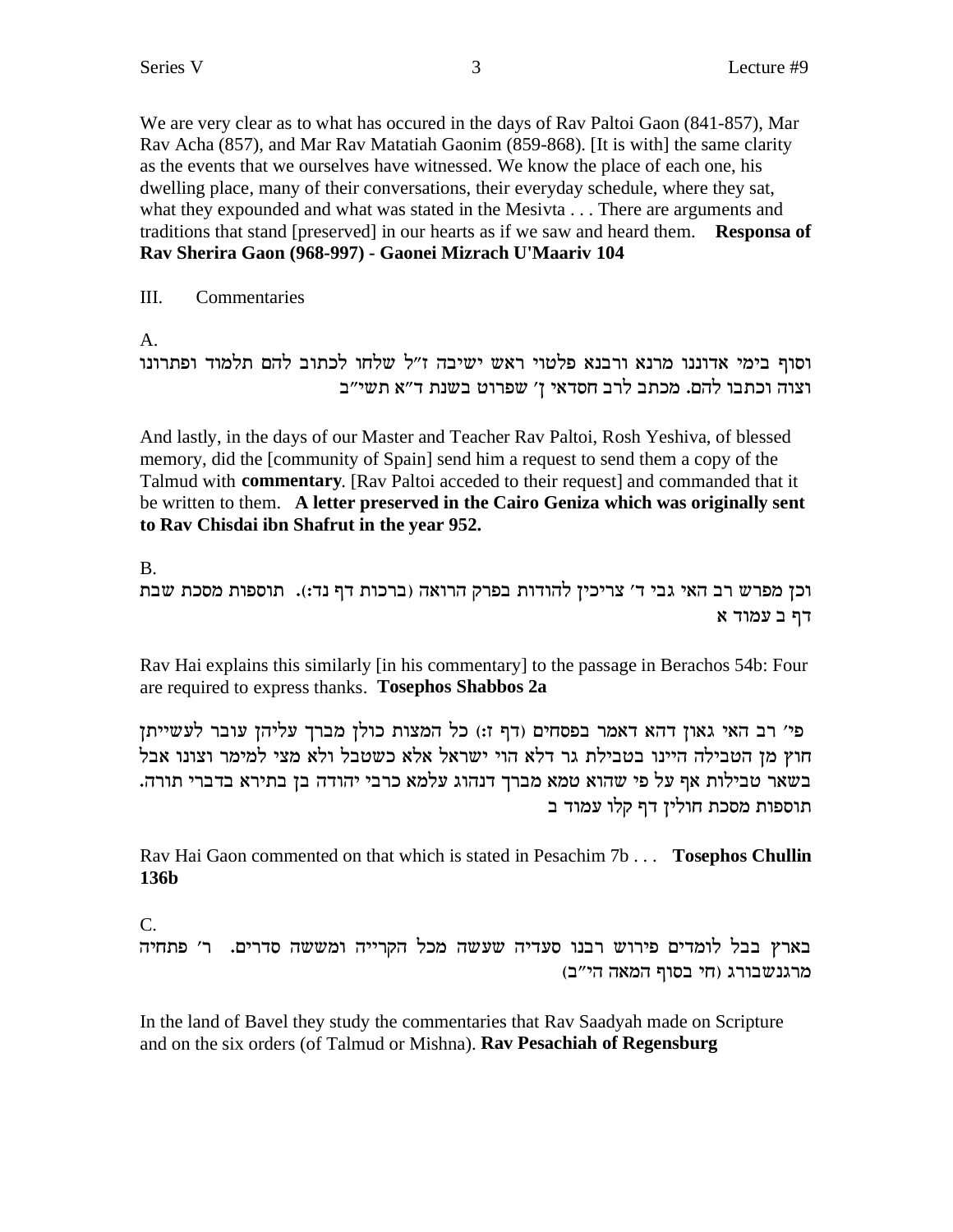We are very clear as to what has occured in the days of Rav Paltoi Gaon (841-857), Mar Rav Acha (857), and Mar Rav Matatiah Gaonim (859-868). [It is with] the same clarity as the events that we ourselves have witnessed. We know the place of each one, his dwelling place, many of their conversations, their everyday schedule, where they sat, what they expounded and what was stated in the Mesivta . . . There are arguments and traditions that stand [preserved] in our hearts as if we saw and heard them. **Responsa of Rav Sherira Gaon (968-997) - Gaonei Mizrach U'Maariv 104**

III. Commentaries

A.

וסוף בימי אדוננו מרנא ורבנא פלטוי ראש ישיבה ז"ל שלחו לכתוב להם תלמוד ופתרונו וצוה וכתבו להם. מכתב לרב חסדאי ן' שפרוט בשנת ד"א תשי"ב

And lastly, in the days of our Master and Teacher Rav Paltoi, Rosh Yeshiva, of blessed memory, did the [community of Spain] send him a request to send them a copy of the Talmud with **commentary**. [Rav Paltoi acceded to their request] and commanded that it be written to them. **A letter preserved in the Cairo Geniza which was originally sent to Rav Chisdai ibn Shafrut in the year 952.**

B.

וכן מפרש רב האי גבי ד' צריכין להודות בפרק הרואה (ברכות דף נד:). תוספות מסכת שבת דף ב עמוד א

Rav Hai explains this similarly [in his commentary] to the passage in Berachos 54b: Four are required to express thanks. **Tosephos Shabbos 2a**

פי' רב האי גאון דהא דאמר בפסחים (דף ז:) כל המצות כולן מברך עליהן עובר לעשייתן חוץ מן הטבילה היינו בטבילת גר דלא הוי ישראל אלא כשטבל ולא מצי למימר וצונו אבל בשאר טבילות אף על פי שהוא טמא מברך דנהוג עלמא כרבי יהודה בן בתירא בדברי תורה. תוספות מסכת חולין דף קלו עמוד ב

Rav Hai Gaon commented on that which is stated in Pesachim 7b . . . **Tosephos Chullin 136b**

C.

בארץ בבל לומדים פירוש רבנו סעדיה שעשה מכל הקרייה ומששה סדרים. ר' פתחיה מרגנשבורג (חי בסוף המאה הי"ב)

In the land of Bavel they study the commentaries that Rav Saadyah made on Scripture and on the six orders (of Talmud or Mishna). **Rav Pesachiah of Regensburg**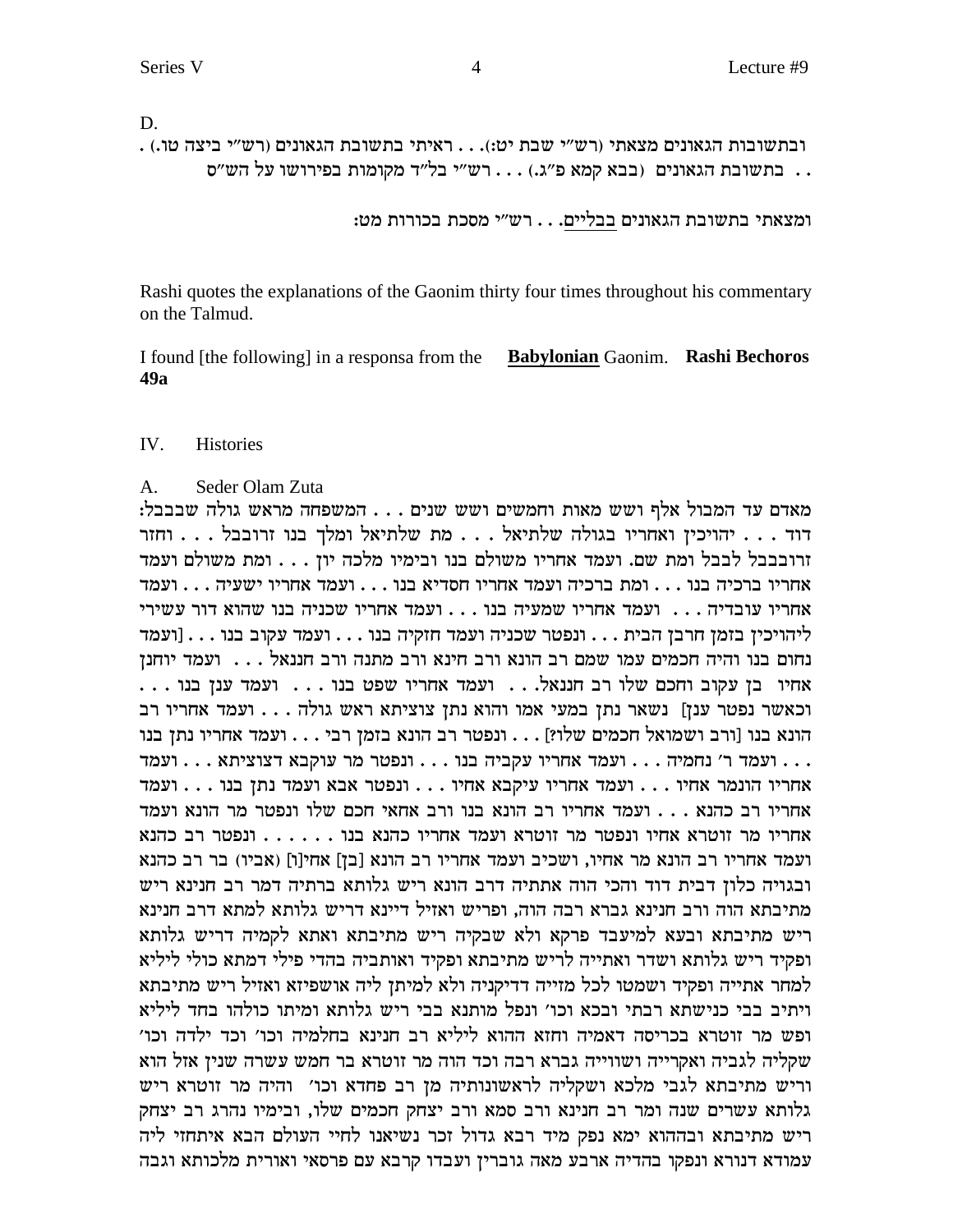D.

ובתשובות הגאונים מצאתי (רש"י שבת יט:). . . ראיתי בתשובת הגאונים (רש"י ביצה טו.) .
. . בתשובת הגאונים (בבא קמא פ"ג.) . . . רש"י בל"ד מקומות בפירושו על הש"ס

ומצאתי בתשובת הגאונים <u>בבליים</u>. . . רש"י מסכת בכורות מט:

Rashi quotes the explanations of the Gaonim thirty four times throughout his commentary on the Talmud.

I found [the following] in a responsa from the **<u>Babylonian</u>** Gaonim. **Rashi Bechoros 49a**

## IV. Histories

### A. Seder Olam Zuta

מאדם עד המבול אלף ושש מאות וחמשים ושש שנים . . . המשפחה מראש גולה שבבבל: דוד . . . יהויכין ואחריו בגולה שלתיאל . . . מת שלתיאל ומלך בנו זרובבל . . . וחזר זרובבבל לבבל ומת שם. ועמד אחריו משולם בנו ובימיו מלכה יון . . . ומת משולם ועמד אחריו ברכיה בנו . . . ומת ברכיה ועמד אחריו חסדיא בנו . . . ועמד אחריו ישעיה . . . ועמד אחריו עובדיה . . . ועמד אחריו שמעיה בנו . . . ועמד אחריו שכניה בנו שהוא דור עשירי ליהויכין בזמן חרבן הבית . . . ונפטר שכניה ועמד חזקיה בנו . . . ועמד עקוב בנו . . . [ועמד נחום בנו והיה חכמים עמו שמם רב הונא ורב חינא ורב מתנה ורב חננאל . . . ועמד יוחנן אחיו בן עקוב וחכם שלו רב חננאל. . . ועמד אחריו שפט בנו . . . ועמד ענן בנו . . . וכאשר נפטר ענן] נשאר נתן במעי אמו והוא נתן צוציתא ראש גולה . . . ועמד אחריו רב הונא בנו [ורב ושמואל חכמים שלו?] . . . ונפטר רב הונא בזמן רבי . . . ועמד אחריו נתן בנו . . . ועמד ר' נחמיה . . . ועמד אחריו עקביה בנו . . . ונפטר מר עוקבא דצוציתא . . . ועמד אחריו הונמר אחיו . . . ועמד אחריו עיקבא אחיו . . . ונפטר אבא ועמד נתן בנו . . . ועמד אחריו רב כהנא . . . ועמד אחריו רב הונא בנו ורב אחאי חכם שלו ונפטר מר הונא ועמד אחריו מר זוטרא אחיו ונפטר מר זוטרא ועמד אחריו כהנא בנו . . . . . . ונפטר רב כהנא ועמד אחריו רב הונא מר אחיו, ושכיב ועמד אחריו רב הונא [בן] אחי[ו] (אביו) בר רב כהנא ובגויה כלון דבית דוד והכי הוה אתתיה דרב הונא ריש גלותא ברתיה דמר רב חנינא ריש מתיבתא הוה ורב חנינא גברא רבה הוה, ופריש ואזיל דיינא דריש גלותא למתא דרב חנינא ריש מתיבתא ובעא למיעבד פרקא ולא שבקיה ריש מתיבתא ואתא לקמיה דריש גלותא ופקיד ריש גלותא ושדר ואתייה לריש מתיבתא ופקיד ואותביה בהדי פילי דמתא כולי ליליא למחר אתייה ופקיד ושמטו לכל מזייה דדיקניה ולא למיתן ליה אושפיזא ואזיל ריש מתיבתא ויתיב בבי כנישתא רבתי ובכא וכו' ונפל מותנא בבי ריש גלותא ומיתו כולהו בחד ליליא ופש מר זוטרא בכריסה דאמיה וחזא ההוא ליליא רב חנינא בחלמיה וכו' וכד ילדה וכו' שקליה לגביה ואקרייה ושווייה גברא רבה וכד הוה מר זוטרא בר חמש עשרה שנין אזל הוא וריש מתיבתא לגבי מלכא ושקליה לראשונותיה מן רב פחדא וכו' והיה מר זוטרא ריש גלותא עשרים שנה ומר רב חנינא ורב סמא ורב יצחק חכמים שלו, ובימיו נהרג רב יצחק ריש מתיבתא ובההוא ימא נפק מיד רבא גדול זכר נשיאנו לחיי העולם הבא איתחזי ליה עמודא דנורא ונפקו בהדיה ארבע מאה גוברין ועבדו קרבא עם פרסאי ואורית מלכותא וגבה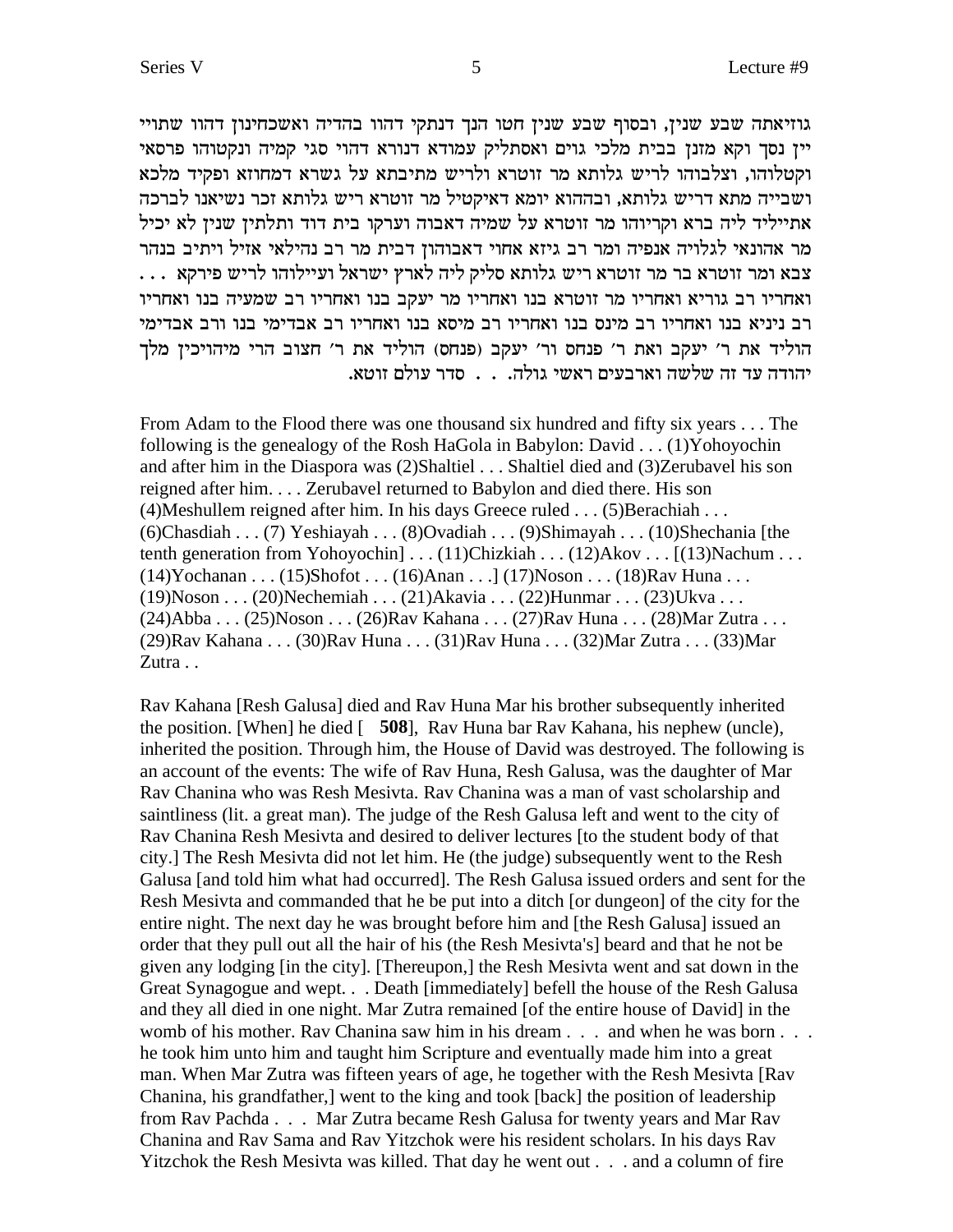גוזיאתה שבע שנין, ובסוף שבע שנין חטו הנך דנתקי דהוו בהדיה ואשכחינון דהוו שתויי ייץ נסך וקא מזנן בבית מלכי גוים ואסתליק עמודא דנורא דהוי סגי קמיה ונקטוהו פרסאי וקטלוהו, וצלבוהו לריש גלותא מר זוטרא ולריש מתיבתא על גשרא דמחוזא ופקיד מלכא ושבייה מתא דריש גלותא, ובההוא יומא דאיקטיל מר זוטרא ריש גלותא זכר נשיאנו לברכה אתייליד ליה ברא וקריוהו מר זוטרא על שמיה דאבוה וערקו בית דוד ותלתין שנין לא יכיל מר אהונאי לגלויה אנפיה ומר רב גיזא אחוי דאבוהון דבית מר רב נהילאי אזיל ויתיב בנהר צבא ומר זוטרא בר מר זוטרא ריש גלותא סליק ליה לארץ ישראל ועיילוהו לריש פירקא . . . ואחריו רב גוריא ואחריו מר זוטרא בנו ואחריו מר יעקב בנו ואחריו רב שמעיה בנו ואחריו רב ניניא בנו ואחריו רב מינס בנו ואחריו רב מיסא בנו ואחריו רב אבדימי בנו ורב אבדימי הוליד את ר' יעקב ואת ר' פנחס ור' יעקב (פנחס) הוליד את ר' חצוב הרי מיהויכין מלך יהודה עד זה שלשה וארבעים ראשי גולה. . . סדר עולם זוטא.

From Adam to the Flood there was one thousand six hundred and fifty six years . . . The following is the genealogy of the Rosh HaGola in Babylon: David . . . (1)Yohoyochin and after him in the Diaspora was (2)Shaltiel . . . Shaltiel died and (3)Zerubavel his son reigned after him. . . . Zerubavel returned to Babylon and died there. His son (4)Meshullem reigned after him. In his days Greece ruled . . . (5)Berachiah . . . (6)Chasdiah . . . (7) Yeshiayah . . . (8)Ovadiah . . . (9)Shimayah . . . (10)Shechania [the tenth generation from Yohoyochin] . . . (11)Chizkiah . . . (12)Akov . . . [(13)Nachum . . . (14)Yochanan . . . (15)Shofot . . . (16)Anan . . .] (17)Noson . . . (18)Rav Huna . . . (19)Noson . . . (20)Nechemiah . . . (21)Akavia . . . (22)Hunmar . . . (23)Ukva . . . (24)Abba . . . (25)Noson . . . (26)Rav Kahana . . . (27)Rav Huna . . . (28)Mar Zutra . . . (29)Rav Kahana . . . (30)Rav Huna . . . (31)Rav Huna . . . (32)Mar Zutra . . . (33)Mar Zutra . .

Rav Kahana [Resh Galusa] died and Rav Huna Mar his brother subsequently inherited the position. [When] he died [ **508**], Rav Huna bar Rav Kahana, his nephew (uncle), inherited the position. Through him, the House of David was destroyed. The following is an account of the events: The wife of Rav Huna, Resh Galusa, was the daughter of Mar Rav Chanina who was Resh Mesivta. Rav Chanina was a man of vast scholarship and saintliness (lit. a great man). The judge of the Resh Galusa left and went to the city of Rav Chanina Resh Mesivta and desired to deliver lectures [to the student body of that city.] The Resh Mesivta did not let him. He (the judge) subsequently went to the Resh Galusa [and told him what had occurred]. The Resh Galusa issued orders and sent for the Resh Mesivta and commanded that he be put into a ditch [or dungeon] of the city for the entire night. The next day he was brought before him and [the Resh Galusa] issued an order that they pull out all the hair of his (the Resh Mesivta's] beard and that he not be given any lodging [in the city]. [Thereupon,] the Resh Mesivta went and sat down in the Great Synagogue and wept. . . Death [immediately] befell the house of the Resh Galusa and they all died in one night. Mar Zutra remained [of the entire house of David] in the womb of his mother. Rav Chanina saw him in his dream . . . and when he was born . . . he took him unto him and taught him Scripture and eventually made him into a great man. When Mar Zutra was fifteen years of age, he together with the Resh Mesivta [Rav Chanina, his grandfather,] went to the king and took [back] the position of leadership from Rav Pachda . . . Mar Zutra became Resh Galusa for twenty years and Mar Rav Chanina and Rav Sama and Rav Yitzchok were his resident scholars. In his days Rav Yitzchok the Resh Mesivta was killed. That day he went out . . . and a column of fire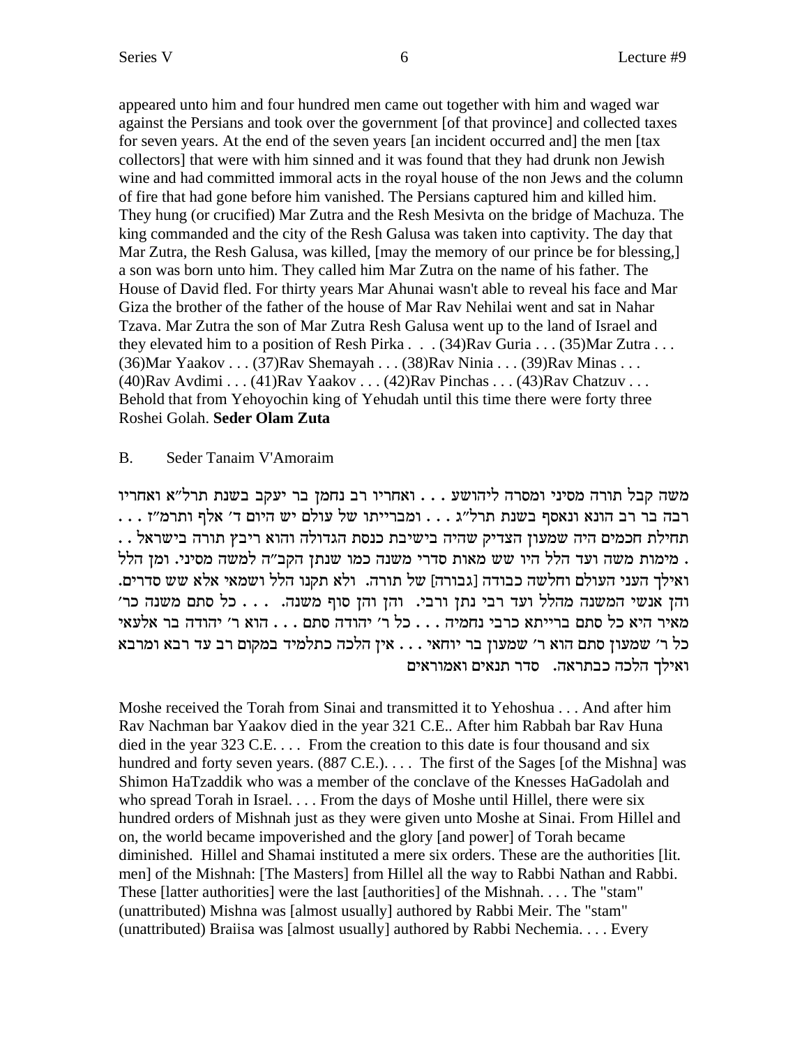appeared unto him and four hundred men came out together with him and waged war against the Persians and took over the government [of that province] and collected taxes for seven years. At the end of the seven years [an incident occurred and] the men [tax collectors] that were with him sinned and it was found that they had drunk non Jewish wine and had committed immoral acts in the royal house of the non Jews and the column of fire that had gone before him vanished. The Persians captured him and killed him. They hung (or crucified) Mar Zutra and the Resh Mesivta on the bridge of Machuza. The king commanded and the city of the Resh Galusa was taken into captivity. The day that Mar Zutra, the Resh Galusa, was killed, [may the memory of our prince be for blessing,] a son was born unto him. They called him Mar Zutra on the name of his father. The House of David fled. For thirty years Mar Ahunai wasn't able to reveal his face and Mar Giza the brother of the father of the house of Mar Rav Nehilai went and sat in Nahar Tzava. Mar Zutra the son of Mar Zutra Resh Galusa went up to the land of Israel and they elevated him to a position of Resh Pirka . . . (34)Rav Guria . . . (35)Mar Zutra . . . (36)Mar Yaakov . . . (37)Rav Shemayah . . . (38)Rav Ninia . . . (39)Rav Minas . . . (40)Rav Avdimi . . . (41)Rav Yaakov . . . (42)Rav Pinchas . . . (43)Rav Chatzuv . . . Behold that from Yehoyochin king of Yehudah until this time there were forty three Roshei Golah. **Seder Olam Zuta**

B. Seder Tanaim V'Amoraim

משה קבל תורה מסיני ומסרה ליהושע . . . ואחריו רב נחמן בר יעקב בשנת תרל"א ואחריו רבה בר רב הונא ונאסף בשנת תרל"ג . . . ומברייתו של עולם יש היום ד' אלף ותרמ"ז . . . תחילת חכמים היה שמעון הצדיק שהיה בישיבת כנסת הגדולה והוא ריבץ תורה בישראל . . . מימות משה ועד הלל היו שש מאות סדרי משנה כמו שנתן הקב"ה למשה מסיני. ומן הלל ואילך העני העולם וחלשה כבודה [גבורה] של תורה. ולא תקנו הלל ושמאי אלא שש סדרים. והן אנשי המשנה מהלל ועד רבי נתן ורבי. והן והן סוף משנה. . . . כל סתם משנה כר' מאיר היא כל סתם ברייתא כרבי נחמיה . . . כל ר' יהודה סתם . . . הוא ר' יהודה בר אלעאי כל ר' שמעון סתם הוא ר' שמעון בר יוחאי . . . אין הלכה כתלמיד במקום רב עד רבא ומרבא ואילך הלכה כבתראה. סדר תנאים ואמוראים

Moshe received the Torah from Sinai and transmitted it to Yehoshua . . . And after him Rav Nachman bar Yaakov died in the year 321 C.E.. After him Rabbah bar Rav Huna died in the year 323 C.E. . . . From the creation to this date is four thousand and six hundred and forty seven years. (887 C.E.). . . . The first of the Sages [of the Mishna] was Shimon HaTzaddik who was a member of the conclave of the Knesses HaGadolah and who spread Torah in Israel. . . . From the days of Moshe until Hillel, there were six hundred orders of Mishnah just as they were given unto Moshe at Sinai. From Hillel and on, the world became impoverished and the glory [and power] of Torah became diminished. Hillel and Shamai instituted a mere six orders. These are the authorities [lit. men] of the Mishnah: [The Masters] from Hillel all the way to Rabbi Nathan and Rabbi. These [latter authorities] were the last [authorities] of the Mishnah. . . . The "stam" (unattributed) Mishna was [almost usually] authored by Rabbi Meir. The "stam" (unattributed) Braiisa was [almost usually] authored by Rabbi Nechemia. . . . Every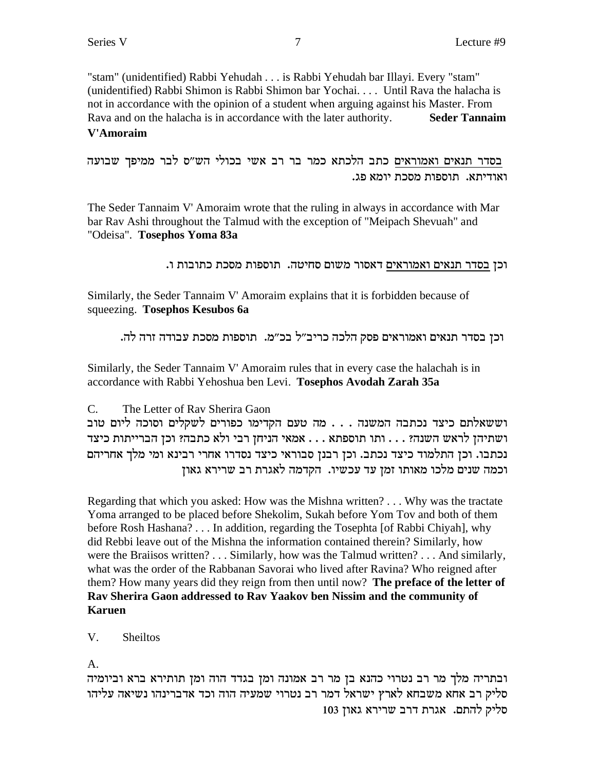"stam" (unidentified) Rabbi Yehudah . . . is Rabbi Yehudah bar Illayi. Every "stam" (unidentified) Rabbi Shimon is Rabbi Shimon bar Yochai. . . . Until Rava the halacha is not in accordance with the opinion of a student when arguing against his Master. From Rava and on the halacha is in accordance with the later authority. **Seder Tannaim V'Amoraim**

בסדר תנאים ואמוראים כתב הלכתא כמר בר רב אשי בכולי הש"ס לבר ממיפך שבועה ואודיתא. תוספות מסכת יומא פג.

The Seder Tannaim V' Amoraim wrote that the ruling in always in accordance with Mar bar Rav Ashi throughout the Talmud with the exception of "Meipach Shevuah" and "Odeisa". **Tosephos Yoma 83a**

וכן בסדר תנאים ואמוראים דאסור משום סחיטה. תוספות מסכת כתובות ו.

Similarly, the Seder Tannaim V' Amoraim explains that it is forbidden because of squeezing. **Tosephos Kesubos 6a**

וכן בסדר תנאים ואמוראים פסק הלכה כריב"ל בכ"מ. תוספות מסכת עבודה זרה לה.

Similarly, the Seder Tannaim V' Amoraim rules that in every case the halachah is in accordance with Rabbi Yehoshua ben Levi. **Tosephos Avodah Zarah 35a**

C. The Letter of Rav Sherira Gaon

וששאלתם כיצד נכתבה המשנה . . . מה טעם הקדימו כפורים לשקלים וסוכה ליום טוב ושתיהן לראש השנה? . . . ותו תוספתא . . . אמאי הניחן רבי ולא כתבה? וכן הברייתות כיצד נכתבו. וכן התלמוד כיצד נכתב. וכן רבנן סבוראי כיצד נסדרו אחרי רבינא ומי מלך אחריהם וכמה שנים מלכו מאותו זמן עד עכשיו. הקדמה לאגרת רב שרירא גאון

Regarding that which you asked: How was the Mishna written? . . . Why was the tractate Yoma arranged to be placed before Shekolim, Sukah before Yom Tov and both of them before Rosh Hashana? . . . In addition, regarding the Tosephta [of Rabbi Chiyah], why did Rebbi leave out of the Mishna the information contained therein? Similarly, how were the Braiisos written? . . . Similarly, how was the Talmud written? . . . And similarly, what was the order of the Rabbanan Savorai who lived after Ravina? Who reigned after them? How many years did they reign from then until now? **The preface of the letter of Rav Sherira Gaon addressed to Rav Yaakov ben Nissim and the community of Karuen**

V. Sheiltos

A.

ובתריה מלך מר רב נטרוי כהנא בן מר רב אמונה ומן בגדד הוה ומן תותירא ברא וביומיה סליק רב אחא משבחא לארץ ישראל דמר רב נטרוי שמעיה הוה וכד אדברינהו נשיאה עליהו סליק להתם. אגרת דרב שרירא גאון 103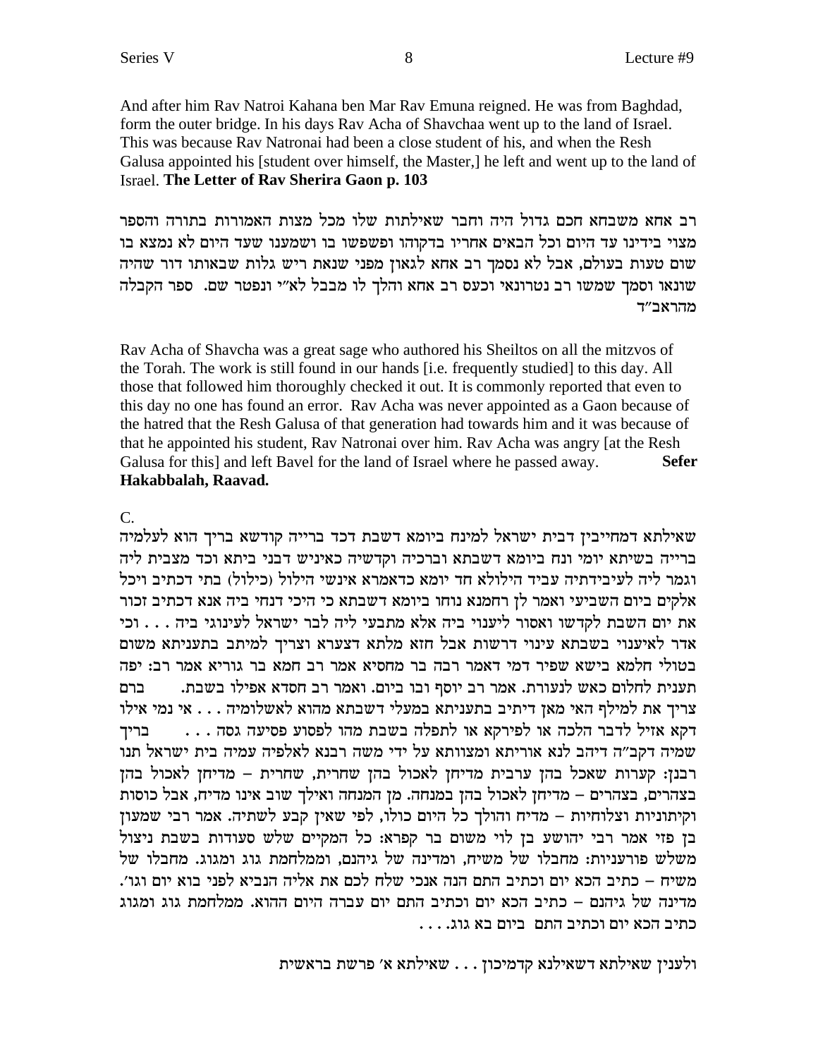And after him Rav Natroi Kahana ben Mar Rav Emuna reigned. He was from Baghdad, form the outer bridge. In his days Rav Acha of Shavchaa went up to the land of Israel. This was because Rav Natronai had been a close student of his, and when the Resh Galusa appointed his [student over himself, the Master,] he left and went up to the land of Israel. **The Letter of Rav Sherira Gaon p. 103**

רב אחא משבחא חכם גדול היה וחבר שאילתות שלו מכל מצות האמורות בתורה והספר מצוי בידינו עד היום וכל הבאים אחריו בדקוהו ופשפשו בו ושמענו שעד היום לא נמצא בו שום טעות בעולם, אבל לא נסמך רב אחא לגאון מפני שנאת ריש גלות שבאותו דור שהיה שונאו וסמך שמשו רב נטרונאי וכעס רב אחא והלך לו מבבל לא"י ונפטר שם. ספר הקבלה מהראב"ד

Rav Acha of Shavcha was a great sage who authored his Sheiltos on all the mitzvos of the Torah. The work is still found in our hands [i.e. frequently studied] to this day. All those that followed him thoroughly checked it out. It is commonly reported that even to this day no one has found an error. Rav Acha was never appointed as a Gaon because of the hatred that the Resh Galusa of that generation had towards him and it was because of that he appointed his student, Rav Natronai over him. Rav Acha was angry [at the Resh Galusa for this] and left Bavel for the land of Israel where he passed away. **Sefer Hakabbalah, Raavad.**

C.

שאילתא דמחייבין דבית ישראל למינח ביומא דשבת דכד ברייה קודשא בריך הוא לעלמיה ברייה בשיתא יומי ונח ביומא דשבתא וברכיה וקדשיה כאיניש דבני ביתא וכד מצבית ליה וגמר ליה לעיבידתיה עביד הילולא חד יומא כדאמרא אינשי הילול (כילול) בתי דכתיב ויכל אלקים ביום השביעי ואמר לן רחמנא נוחו ביומא דשבתא כי היכי דנחי ביה אנא דכתיב זכור את יום השבת לקדשו ואסור ליענוי ביה אלא מתבעי ליה לבר ישראל לעינוגי ביה . . . וכי אדר לאיענוי בשבתא עינוי דרשות אבל חזא מלתא דצערא וצריך למיתב בתעניתא משום בטולי חלמא בישא שפיר דמי דאמר רבה בר מחסיא אמר רב חמא בר גוריא אמר רב: יפה תענית לחלום כאש לנעורת. אמר רב יוסף ובו ביום. ואמר רב חסדא אפילו בשבת. ברם צריך את למילף האי מאן דיתיב בתעניתא במעלי דשבתא מהוא לאשלומיה . . . אי נמי אילו דקא אזיל לדבר הלכה או לפירקא או לתפלה בשבת מהו לפסוע פסיעה גסה . . . בריך שמיה דקב"ה דיהב לנא אוריתא ומצוותא על ידי משה רבנא לאלפיה עמיה בית ישראל תנו רבנן: קערות שאכל בהן ערבית מדיחן לאכול בהן שחרית, שחרית – מדיחן לאכול בהן בצהרים, בצהרים – מדיחן לאכול בהן במנחה. מן המנחה ואילך שוב אינו מדיח, אבל כוסות וקיתוניות וצלוחיות – מדיח והולך כל היום כולו, לפי שאין קבע לשתיה. אמר רבי שמעון בן פזי אמר רבי יהושע בן לוי משום בר קפרא: כל המקיים שלש סעודות בשבת ניצול משלש פורעניות: מחבלו של משיח, ומדינה של גיהנם, וממלחמת גוג ומגוג. מחבלו של משיח – כתיב הכא יום וכתיב התם הנה אנכי שלח לכם את אליה הנביא לפני בוא יום וגו'. מדינה של גיהנם – כתיב הכא יום וכתיב התם יום עברה היום ההוא. ממלחמת גוג ומגוג כתיב הכא יום וכתיב התם ביום בא גוג. . . .

ולענין שאילתא דשאילנא קדמיכון . . . שאילתא א' פרשת בראשית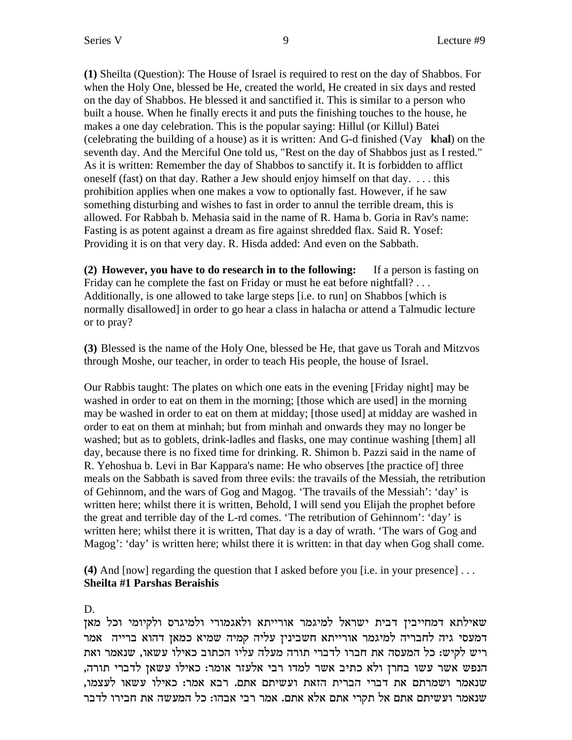**(1)** Sheilta (Question): The House of Israel is required to rest on the day of Shabbos. For when the Holy One, blessed be He, created the world, He created in six days and rested on the day of Shabbos. He blessed it and sanctified it. This is similar to a person who built a house. When he finally erects it and puts the finishing touches to the house, he makes a one day celebration. This is the popular saying: Hillul (or Killul) Batei (celebrating the building of a house) as it is written: And G-d finished (Vay **k**h**al**) on the seventh day. And the Merciful One told us, "Rest on the day of Shabbos just as I rested." As it is written: Remember the day of Shabbos to sanctify it. It is forbidden to afflict oneself (fast) on that day. Rather a Jew should enjoy himself on that day. . . . this prohibition applies when one makes a vow to optionally fast. However, if he saw something disturbing and wishes to fast in order to annul the terrible dream, this is allowed. For Rabbah b. Mehasia said in the name of R. Hama b. Goria in Rav's name: Fasting is as potent against a dream as fire against shredded flax. Said R. Yosef: Providing it is on that very day. R. Hisda added: And even on the Sabbath.

**(2) However, you have to do research in to the following:** If a person is fasting on Friday can he complete the fast on Friday or must he eat before nightfall? . . . Additionally, is one allowed to take large steps [i.e. to run] on Shabbos [which is normally disallowed] in order to go hear a class in halacha or attend a Talmudic lecture or to pray?

**(3)** Blessed is the name of the Holy One, blessed be He, that gave us Torah and Mitzvos through Moshe, our teacher, in order to teach His people, the house of Israel.

Our Rabbis taught: The plates on which one eats in the evening [Friday night] may be washed in order to eat on them in the morning; [those which are used] in the morning may be washed in order to eat on them at midday; [those used] at midday are washed in order to eat on them at minhah; but from minhah and onwards they may no longer be washed; but as to goblets, drink-ladles and flasks, one may continue washing [them] all day, because there is no fixed time for drinking. R. Shimon b. Pazzi said in the name of R. Yehoshua b. Levi in Bar Kappara's name: He who observes [the practice of] three meals on the Sabbath is saved from three evils: the travails of the Messiah, the retribution of Gehinnom, and the wars of Gog and Magog. 'The travails of the Messiah': 'day' is written here; whilst there it is written, Behold, I will send you Elijah the prophet before the great and terrible day of the L-rd comes. 'The retribution of Gehinnom': 'day' is written here; whilst there it is written, That day is a day of wrath. 'The wars of Gog and Magog': 'day' is written here; whilst there it is written: in that day when Gog shall come.

**(4)** And [now] regarding the question that I asked before you [i.e. in your presence] . . .
**Sheilta #1 Parshas Beraishis**

D.

שאילתא דמחייבין דבית ישראל למיגמר אורייתא ולאגמורי ולמיגרס ולקיומי וכל מאן דמעסי גיה לחבריה למיגמר אורייתא חשבינין עליה קמיה שמיא כמאן דהוא ברייה אמר ריש לקיש: כל המעסה את חברו לדברי תורה מעלה עליו הכתוב כאילו עשאו, שנאמר ואת הנפש אשר עשו בחרן ולא כתיב אשר למדו רבי אלעזר אומר: כאילו עשאן לדברי תורה, שנאמר ושמרתם את דברי הברית הזאת ועשיתם אתם. רבא אמר: כאילו עשאו לעצמו, שנאמר ועשיתם אתם אל תקרי אתם אלא אתם. אמר רבי אבהו: כל המעשה את חבירו לדבר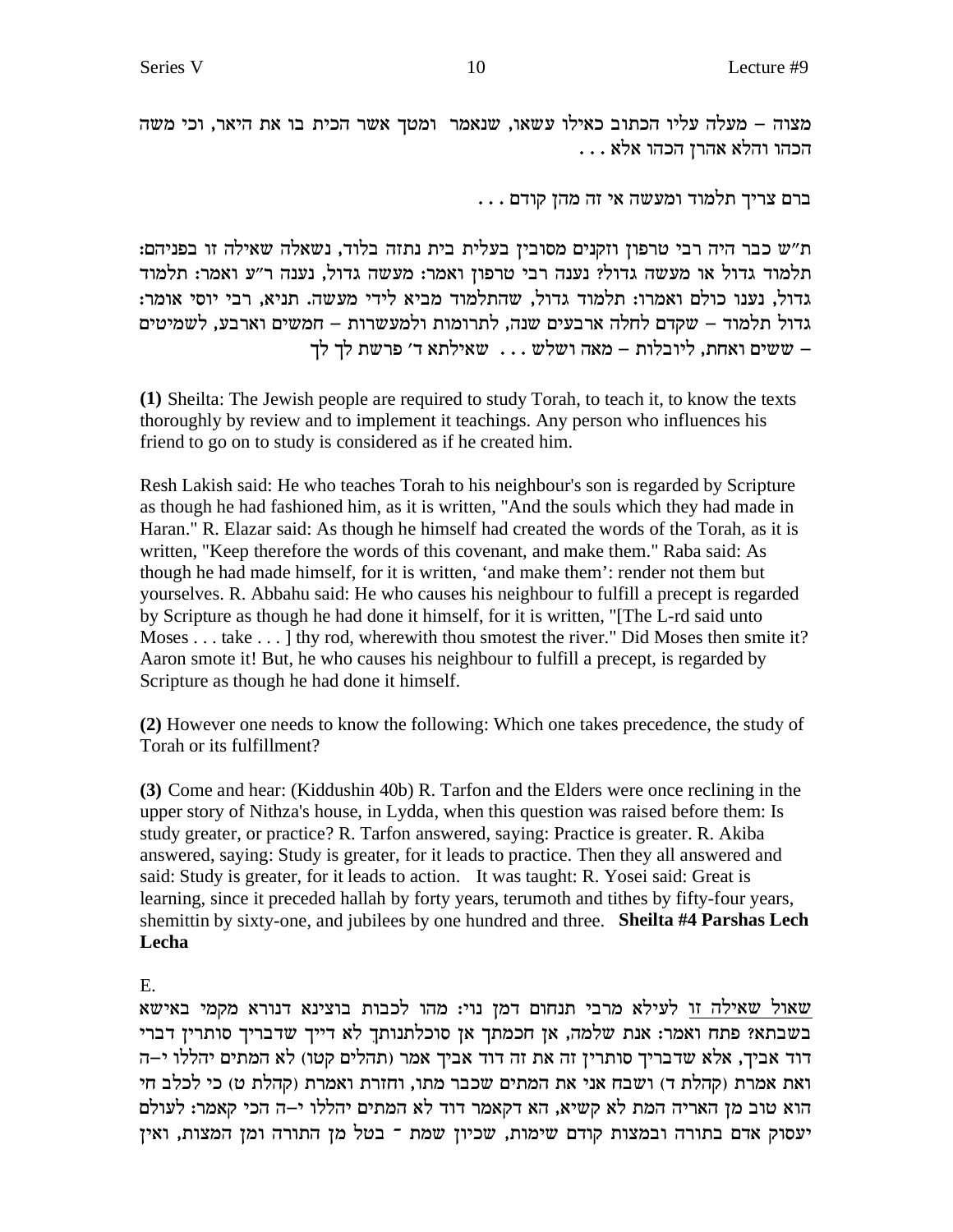מצוה – מעלה עליו הכתוב כאילו עשאו, שנאמר ומטך אשר הכית בו את היאר, וכי משה הכהו והלא אהרן הכהו אלא . . .

ברם צריך תלמוד ומעשה אי זה מהן קודם . . .

ת"ש כבר היה רבי טרפון וזקנים מסובין בעלית בית נתזה בלוד, נשאלה שאילה זו בפניהם: תלמוד גדול או מעשה גדול? נענה רבי טרפון ואמר: מעשה גדול, נענה ר"ע ואמר: תלמוד גדול, נענו כולם ואמרו: תלמוד גדול, שהתלמוד מביא לידי מעשה. תניא, רבי יוסי אומר: גדול תלמוד – שקדם לחלה ארבעים שנה, לתרומות ולמעשרות – חמשים וארבע, לשמיטים – ששים ואחת, ליובלות – מאה ושלש . . . שאילתא ד' פרשת לך לך

**(1)** Sheilta: The Jewish people are required to study Torah, to teach it, to know the texts thoroughly by review and to implement it teachings. Any person who influences his friend to go on to study is considered as if he created him.

Resh Lakish said: He who teaches Torah to his neighbour's son is regarded by Scripture as though he had fashioned him, as it is written, "And the souls which they had made in Haran." R. Elazar said: As though he himself had created the words of the Torah, as it is written, "Keep therefore the words of this covenant, and make them." Raba said: As though he had made himself, for it is written, 'and make them': render not them but yourselves. R. Abbahu said: He who causes his neighbour to fulfill a precept is regarded by Scripture as though he had done it himself, for it is written, "[The L-rd said unto Moses . . . take . . . ] thy rod, wherewith thou smotest the river." Did Moses then smite it? Aaron smote it! But, he who causes his neighbour to fulfill a precept, is regarded by Scripture as though he had done it himself.

**(2)** However one needs to know the following: Which one takes precedence, the study of Torah or its fulfillment?

**(3)** Come and hear: (Kiddushin 40b) R. Tarfon and the Elders were once reclining in the upper story of Nithza's house, in Lydda, when this question was raised before them: Is study greater, or practice? R. Tarfon answered, saying: Practice is greater. R. Akiba answered, saying: Study is greater, for it leads to practice. Then they all answered and said: Study is greater, for it leads to action. It was taught: R. Yosei said: Great is learning, since it preceded hallah by forty years, terumoth and tithes by fifty-four years, shemittin by sixty-one, and jubilees by one hundred and three. **Sheilta #4 Parshas Lech Lecha**

E.

<u>שאול שאילה זו</u> לעילא מרבי תנחום דמן נוי: מהו לכבות בוצינא דנורא מקמי באישא בשבתא? פתח ואמר: אנת שלמה, אן חכמתך אן סוכלתנותך לא דייך שדבריך סותרין דברי דוד אביך, אלא שדבריך סותרין זה את זה דוד אביך אמר (תהלים קטו) לא המתים יהללו י–ה ואת אמרת (קהלת ד) ושבח אני את המתים שכבר מתו, וחזרת ואמרת (קהלת ט) כי לכלב חי הוא טוב מן האריה המת לא קשיא, הא דקאמר דוד לא המתים יהללו י–ה הכי קאמר: לעולם יעסוק אדם בתורה ובמצות קודם שימות, שכיון שמת - בטל מן התורה ומן המצות, ואין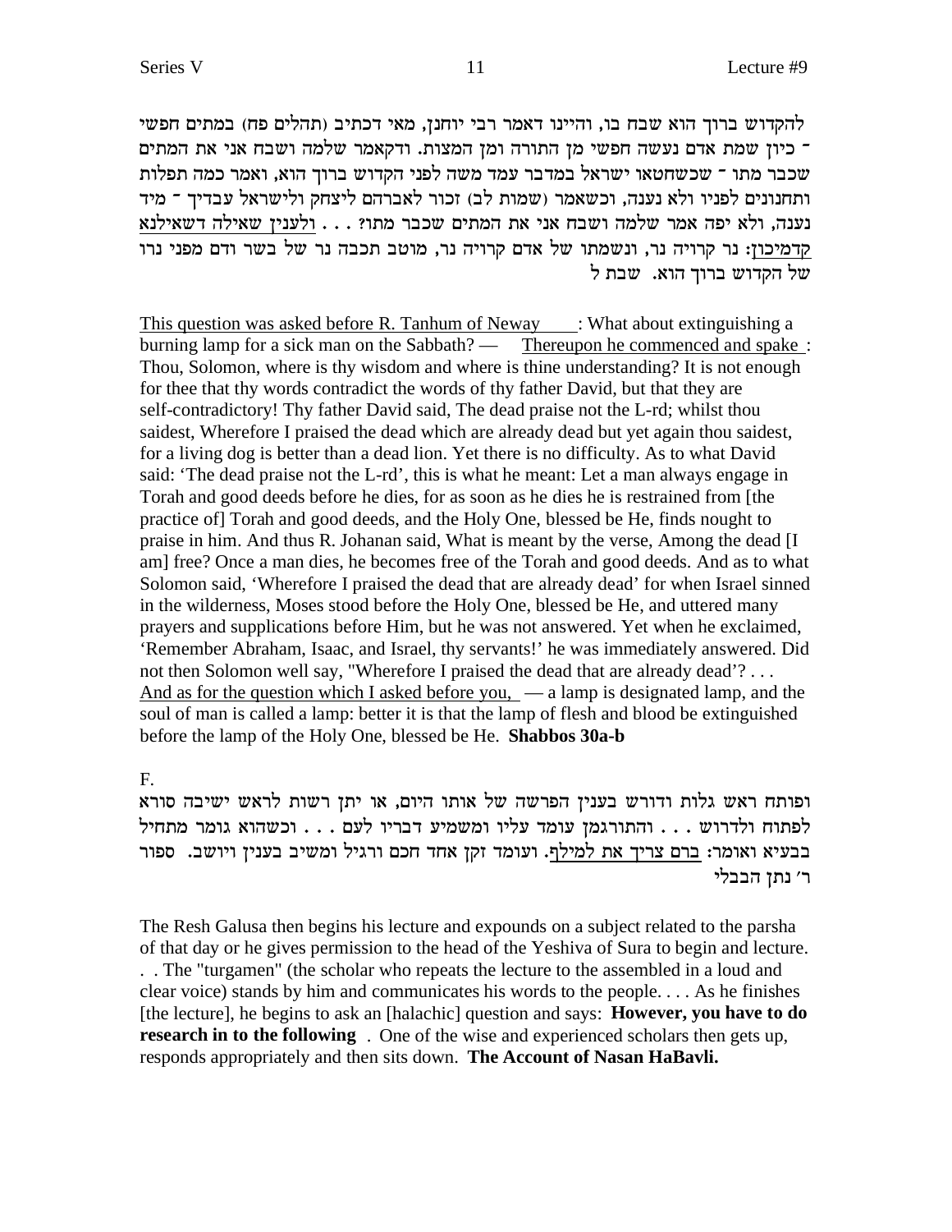להקדוש ברוך הוא שבח בו, והיינו דאמר רבי יוחנן, מאי דכתיב (תהלים פח) במתים חפשי - כיון שמת אדם נעשה חפשי מן התורה ומן המצות. ודקאמר שלמה ושבח אני את המתים שכבר מתו - שכשחטאו ישראל במדבר עמד משה לפני הקדוש ברוך הוא, ואמר כמה תפלות ותחנונים לפניו ולא נענה, וכשאמר (שמות לב) זכור לאברהם ליצחק ולישראל עבדיך - מיד נענה, ולא יפה אמר שלמה ושבח אני את המתים שכבר מתו? . . . ולענין שאילה דשאילנא קדמיכון: נר קרויה נר, ונשמתו של אדם קרויה נר, מוטב תכבה נר של בשר ודם מפני נרו של הקדוש ברוך הוא. שבת ל

This question was asked before R. Tanhum of Neway: What about extinguishing a burning lamp for a sick man on the Sabbath? — Thereupon he commenced and spake: Thou, Solomon, where is thy wisdom and where is thine understanding? It is not enough for thee that thy words contradict the words of thy father David, but that they are self-contradictory! Thy father David said, The dead praise not the L-rd'; whilst thou saidest, Wherefore I praised the dead which are already dead but yet again thou saidest, for a living dog is better than a dead lion. Yet there is no difficulty. As to what David said: 'The dead praise not the L-rd', this is what he meant: Let a man always engage in Torah and good deeds before he dies, for as soon as he dies he is restrained from [the practice of] Torah and good deeds, and the Holy One, blessed be He, finds nought to praise in him. And thus R. Johanan said, What is meant by the verse, Among the dead [I am] free? Once a man dies, he becomes free of the Torah and good deeds. And as to what Solomon said, 'Wherefore I praised the dead that are already dead' for when Israel sinned in the wilderness, Moses stood before the Holy One, blessed be He, and uttered many prayers and supplications before Him, but he was not answered. Yet when he exclaimed, 'Remember Abraham, Isaac, and Israel, thy servants!' he was immediately answered. Did not then Solomon well say, "Wherefore I praised the dead that are already dead'? . . . And as for the question which I asked before you, — a lamp is designated lamp, and the soul of man is called a lamp: better it is that the lamp of flesh and blood be extinguished before the lamp of the Holy One, blessed be He. **Shabbos 30a-b**

F.

ופותח ראש גלות ודורש בענין הפרשה של אותו היום, או יתן רשות לראש ישיבה סורא לפתוח ולדרוש . . . והתורגמן עומד עליו ומשמיע דבריו לעם . . . וכשהוא גומר מתחיל בבעיא ואומר: ברם צריך את למילף. ועומד זקן אחד חכם ורגיל ומשיב בענין ויושב. ספור ר' נתן הבבלי

The Resh Galusa then begins his lecture and expounds on a subject related to the parsha of that day or he gives permission to the head of the Yeshiva of Sura to begin and lecture. . . The "turgamen" (the scholar who repeats the lecture to the assembled in a loud and clear voice) stands by him and communicates his words to the people. . . . As he finishes [the lecture], he begins to ask an [halachic] question and says: **However, you have to do research in to the following**. One of the wise and experienced scholars then gets up, responds appropriately and then sits down. **The Account of Nasan HaBavli.**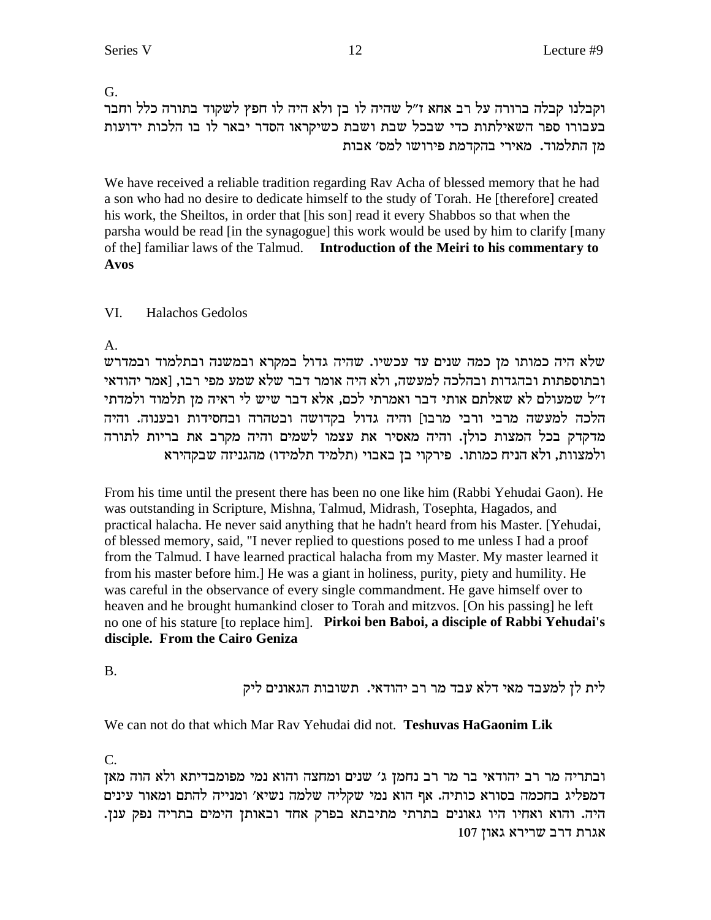G.

וקבלנו קבלה ברורה על רב אחא ז"ל שהיה לו בן ולא היה לו חפץ לשקוד בתורה כלל וחבר בעבורו ספר השאילתות כדי שבכל שבת ושבת כשיקראו הסדר יבאר לו בו הלכות ידועות מן התלמוד. מאירי בהקדמת פירושו למס' אבות

We have received a reliable tradition regarding Rav Acha of blessed memory that he had a son who had no desire to dedicate himself to the study of Torah. He [therefore] created his work, the Sheiltos, in order that [his son] read it every Shabbos so that when the parsha would be read [in the synagogue] this work would be used by him to clarify [many of the] familiar laws of the Talmud. **Introduction of the Meiri to his commentary to Avos**

VI. Halachos Gedolos

A.

שלא היה כמותו מן כמה שנים עד עכשיו. שהיה גדול במקרא ובמשנה ובתלמוד ובמדרש ובתוספתות ובהגדות ובהלכה למעשה, ולא היה אומר דבר שלא שמע מפי רבו, [אמר יהודאי ז"ל שמעולם לא שאלתם אותי דבר ואמרתי לכם, אלא דבר שיש לי ראיה מן תלמוד ולמדתי הלכה למעשה מרבי ורבי מרבו] והיה גדול בקדושה ובטהרה ובחסידות ובענוה. והיה מדקדק בכל המצות כולן. והיה מאסיר את עצמו לשמים והיה מקרב את בריות לתורה ולמצוות, ולא הניח כמותו. פירקוי בן באבוי (תלמיד תלמידו) מהגניזה שבקהירא

From his time until the present there has been no one like him (Rabbi Yehudai Gaon). He was outstanding in Scripture, Mishna, Talmud, Midrash, Tosephta, Hagados, and practical halacha. He never said anything that he hadn't heard from his Master. [Yehudai, of blessed memory, said, "I never replied to questions posed to me unless I had a proof from the Talmud. I have learned practical halacha from my Master. My master learned it from his master before him.] He was a giant in holiness, purity, piety and humility. He was careful in the observance of every single commandment. He gave himself over to heaven and he brought humankind closer to Torah and mitzvos. [On his passing] he left no one of his stature [to replace him]. **Pirkoi ben Baboi, a disciple of Rabbi Yehudai's disciple. From the Cairo Geniza**

B.

לית לן למעבד מאי דלא עבד מר רב יהודאי. תשובות הגאונים ליק

We can not do that which Mar Rav Yehudai did not. **Teshuvas HaGaonim Lik**

C.

ובתריה מר רב יהודאי בר מר רב נחמן ג' שנים ומחצה והוא נמי מפומבדיתא ולא הוה מאן דמפליג בחכמה בסורא כותיה. אף הוא נמי שקליה שלמה נשיא' ומנייה להתם ומאור עינים היה. והוא ואחיו היו גאונים בתרתי מתיבתא בפרק אחד ובאותן הימים בתריה נפק ענן. אגרת דרב שרירא גאון 107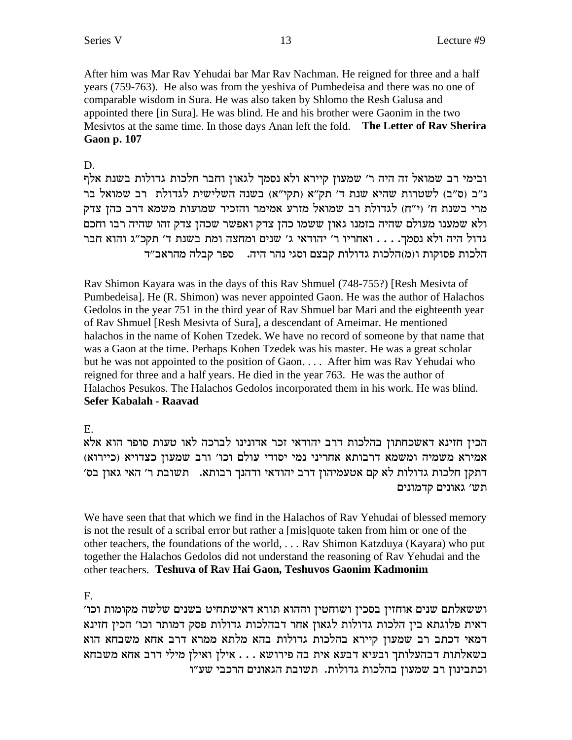After him was Mar Rav Yehudai bar Mar Rav Nachman. He reigned for three and a half years (759-763). He also was from the yeshiva of Pumbedeisa and there was no one of comparable wisdom in Sura. He was also taken by Shlomo the Resh Galusa and appointed there [in Sura]. He was blind. He and his brother were Gaonim in the two Mesivtos at the same time. In those days Anan left the fold. **The Letter of Rav Sherira Gaon p. 107**

D.

ובימי רב שמואל זה היה ר' שמעון קיירא ולא נסמך לגאון וחבר חלכות גדולות בשנת אלף נ"ב (ס"ב) לשטרות שהיא שנת ד' תק"א (תקי"א) בשנה השלישית לגדולת רב שמואל בר מרי בשנת ח' (י"ח) לגדולת רב שמואל מזרע אמימר והזכיר שמועות משמא דרב כהן צדק ולא שמענו מעולם שהיה בזמנו גאון ששמו כהן צדק ואפשר שכהן צדק זהו שהיה רבו וחכם גדול היה ולא נסמך. . . . ואחריו ר' יהודאי ג' שנים ומחצה ומת בשנת ד' תקכ"ג והוא חבר הלכות פסוקות ו(מ)הלכות גדולות קבצם וסגי נהר היה. ספר קבלה מהראב"ד

Rav Shimon Kayara was in the days of this Rav Shmuel (748-755?) [Resh Mesivta of Pumbedeisa]. He (R. Shimon) was never appointed Gaon. He was the author of Halachos Gedolos in the year 751 in the third year of Rav Shmuel bar Mari and the eighteenth year of Rav Shmuel [Resh Mesivta of Sura], a descendant of Ameimar. He mentioned halachos in the name of Kohen Tzedek. We have no record of someone by that name that was a Gaon at the time. Perhaps Kohen Tzedek was his master. He was a great scholar but he was not appointed to the position of Gaon. . . . After him was Rav Yehudai who reigned for three and a half years. He died in the year 763. He was the author of Halachos Pesukos. The Halachos Gedolos incorporated them in his work. He was blind. **Sefer Kabalah - Raavad**

E.

הכין חזינא דאשכחתון בהלכות דרב יהודאי זכר אדונינו לברכה לאו טעות סופר הוא אלא אמירא משמיה ומשמא דרבותא אחריני נמי יסודי עולם וכו' ורב שמעון כצדויא (כיירוא) דתקן חלכות גדולות לא קם אטעמיהון דרב יהודאי ודהנך רבותא. תשובת ר' האי גאון בס' תש' גאונים קדמונים

We have seen that that which we find in the Halachos of Rav Yehudai of blessed memory is not the result of a scribal error but rather a [mis]quote taken from him or one of the other teachers, the foundations of the world, . . . Rav Shimon Katzduya (Kayara) who put together the Halachos Gedolos did not understand the reasoning of Rav Yehudai and the other teachers. **Teshuva of Rav Hai Gaon, Teshuvos Gaonim Kadmonim**

F.

וששאלתם שנים אוחזין בסכין ושוחטין וההוא תורא דאישתחיט בשנים שלשה מקומות וכו' דאית פלוגתא בין הלכות גדולות לגאון אחר דבהלכות גדולות פסק דמותר וכו' הכין חזינא דמאי דכתב רב שמעון קיירא בהלכות גדולות בהא מלתא ממרא דרב אחא משבחא הוא בשאלתות דבהעלותך ובעיא דבעא אית בה פירושא . . . אילן ואילן מילי דרב אחא משבחא וכתבינון רב שמעון בהלכות גדולות. תשובת הגאונים הרכבי שע"ו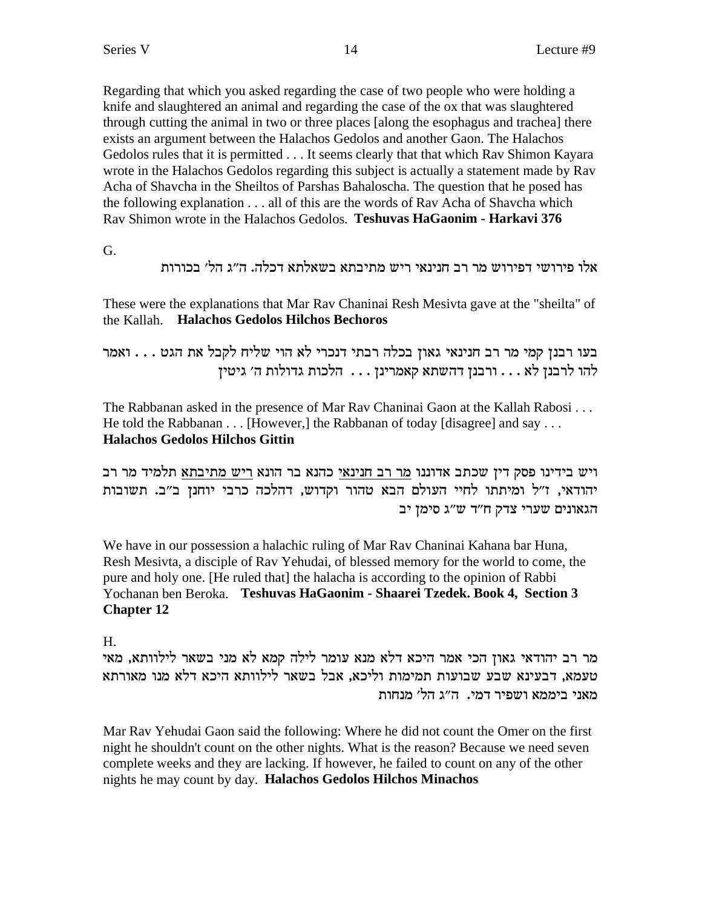Regarding that which you asked regarding the case of two people who were holding a knife and slaughtered an animal and regarding the case of the ox that was slaughtered through cutting the animal in two or three places [along the esophagus and trachea] there exists an argument between the Halachos Gedolos and another Gaon. The Halachos Gedolos rules that it is permitted . . . It seems clearly that that which Rav Shimon Kayara wrote in the Halachos Gedolos regarding this subject is actually a statement made by Rav Acha of Shavcha in the Sheiltos of Parshas Bahaloscha. The question that he posed has the following explanation . . . all of this are the words of Rav Acha of Shavcha which Rav Shimon wrote in the Halachos Gedolos. **Teshuvas HaGaonim - Harkavi 376**

G.

אלו פירושי דפירוש מר רב חנינאי ריש מתיבתא בשאלתא דכלה. ה"ג הל' בכורות

These were the explanations that Mar Rav Chaninai Resh Mesivta gave at the "sheilta" of the Kallah. **Halachos Gedolos Hilchos Bechoros**

בעו רבנן קמי מר רב חנינאי גאון בכלה רבתי דנכרי לא הוי שליח לקבל את הגט . . . ואמר להו לרבנן לא . . . ורבנן דהשתא קאמרינן . . . הלכות גדולות ה' גיטין

The Rabbanan asked in the presence of Mar Rav Chaninai Gaon at the Kallah Rabosi . . . He told the Rabbanan . . . [However,] the Rabbanan of today [disagree] and say . . . **Halachos Gedolos Hilchos Gittin**

ויש בידינו פסק דין שכתב אדוננו <u>מר רב חנינאי</u> כהנא בר הונא <u>ריש מתיבתא</u> תלמיד מר רב יהודאי, ז"ל ומיתתו לחיי העולם הבא טהור וקדוש, דהלכה כרבי יוחנן ב"ב. תשובות הגאונים שערי צדק ח"ד ש"ג סימן יב

We have in our possession a halachic ruling of Mar Rav Chaninai Kahana bar Huna, Resh Mesivta, a disciple of Rav Yehudai, of blessed memory for the world to come, the pure and holy one. [He ruled that] the halacha is according to the opinion of Rabbi Yochanan ben Beroka. **Teshuvas HaGaonim - Shaarei Tzedek. Book 4, Section 3 Chapter 12**

H.

מר רב יהודאי גאון הכי אמר היכא דלא מנא עומר לילה קמא לא מני בשאר לילוותא, מאי טעמא, דבעינא שבע שבועות תמימות וליכא, אבל בשאר לילוותא היכא דלא מנו מאורתא מאני בימכא ושפיר דמי. ה"ג הל' מנחות

Mar Rav Yehudai Gaon said the following: Where he did not count the Omer on the first night he shouldn't count on the other nights. What is the reason? Because we need seven complete weeks and they are lacking. If however, he failed to count on any of the other nights he may count by day. **Halachos Gedolos Hilchos Minachos**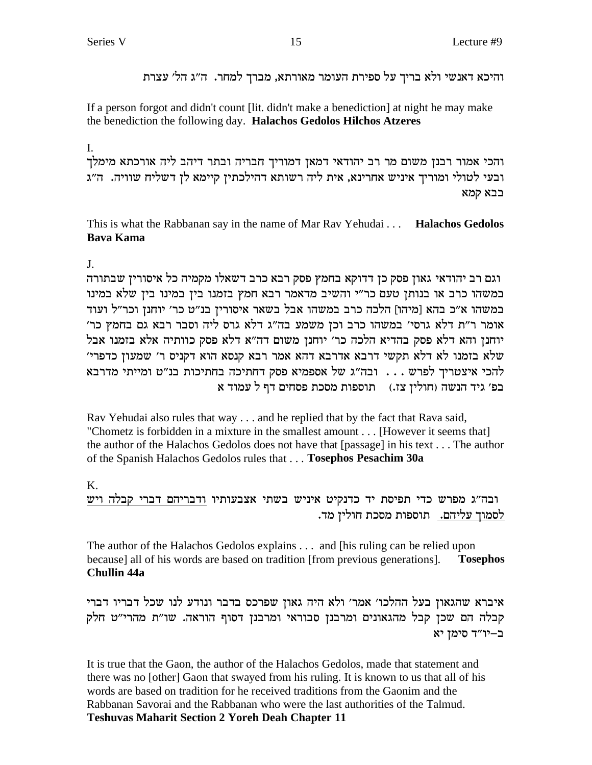והיכא דאנשי ולא בריך על ספירת העומר מאורתא, מברך למחר. ה"ג הל' עצרת

If a person forgot and didn't count [lit. didn't make a benediction] at night he may make the benediction the following day. **Halachos Gedolos Hilchos Atzeres**

I.

והכי אמור רבנן משום מר רב יהודאי דמאן דמוריך חבריה ובתר דיהב ליה אורכתא מימלך ובעי לטולי ומוריך איניש אחרינא, אית ליה רשותא דהילכתין קיימא לן דשליח שוויה. ה"ג בבא קמא

This is what the Rabbanan say in the name of Mar Rav Yehudai . . . **Halachos Gedolos Bava Kama**

J.

וגם רב יהודאי גאון פסק כן דדוקא בחמץ פסק רבא כרב דשאלו מקמיה כל איסורין שבתורה במשהו כרב או בנותן טעם כר"י והשיב מדאמר רבא חמץ בזמנו בין במינו בין שלא במינו במשהו א"כ בהא [מיהו] הלכה כרב במשהו אבל בשאר איסורין בנ"ט כר' יוחנן וכר"ל ועוד אומר ר"ת דלא גרסי' במשהו כרב וכן משמע בה"ג דלא גרס ליה וסבר רבא גם בחמץ כר' יוחנן והא דלא פסק בהדיא הלכה כר' יוחנן משום דה"א דלא פסק כוותיה אלא בזמנו אבל שלא בזמנו לא דלא תקשי דרבא אדרבא דהא אמר רבא קנסא הוא דקניס ר' שמעון כדפרי' להכי איצטריך לפרש . . . ובה"ג של אספמיא פסק דחתיכה בחתיכות בנ"ט ומייתי מדרבא בפ' גיד הנשה (חולין צז.) תוספות מסכת פסחים דף ל עמוד א

Rav Yehudai also rules that way . . . and he replied that by the fact that Rava said, "Chometz is forbidden in a mixture in the smallest amount . . . [However it seems that] the author of the Halachos Gedolos does not have that [passage] in his text . . . The author of the Spanish Halachos Gedolos rules that . . . **Tosephos Pesachim 30a**

K.

ובה"ג מפרש כדי תפיסת יד כדנקיט איניש בשתי אצבעותיו <u>ודבריהם דברי קבלה ויש לסמוך עליהם.</u> תוספות מסכת חולין מד.

The author of the Halachos Gedolos explains . . . and [his ruling can be relied upon because] all of his words are based on tradition [from previous generations]. **Tosephos Chullin 44a**

איברא שהגאון בעל ההלכו' אמר' ולא היה גאון שפרכס בדבר ונודע לנו שכל דבריו דברי קבלה הם שכן קבל מהגאונים ומרבנן סבוראי ומרבנן דסוף הוראה. שו"ת מהרי"ט חלק ב-יו"ד סימן יא

It is true that the Gaon, the author of the Halachos Gedolos, made that statement and there was no [other] Gaon that swayed from his ruling. It is known to us that all of his words are based on tradition for he received traditions from the Gaonim and the Rabbanan Savorai and the Rabbanan who were the last authorities of the Talmud. **Teshuvas Maharit Section 2 Yoreh Deah Chapter 11**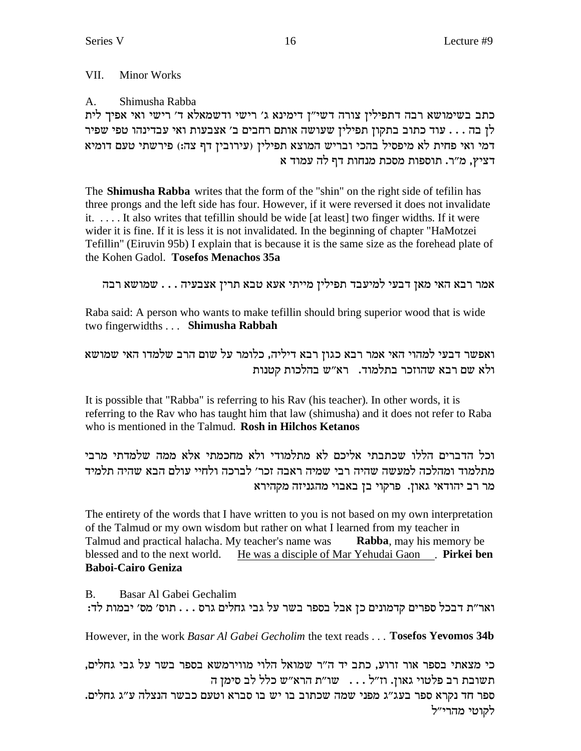VII. Minor Works

A. Shimusha Rabba

כתב בשימושא רבה דתפילין צורה דשי"ן דימינא ג' רישי ודשמאלא ד' רישי ואי אפיך לית לן בה . . . עוד כתוב בתקון תפילין שעושה אותם רחבים ב' אצבעות ואי עבדינהו טפי שפיר דמי ואי פחית לא מיפסיל בהכי ובריש המוצא תפילין (עירובין דף צה:) פירשתי טעם דומיא דציץ, מ"ר. תוספות מסכת מנחות דף לה עמוד א

The **Shimusha Rabba** writes that the form of the "shin" on the right side of tefilin has three prongs and the left side has four. However, if it were reversed it does not invalidate it. . . . . It also writes that tefillin should be wide [at least] two finger widths. If it were wider it is fine. If it is less it is not invalidated. In the beginning of chapter "HaMotzei Tefillin" (Eiruvin 95b) I explain that is because it is the same size as the forehead plate of the Kohen Gadol. **Tosefos Menachos 35a**

אמר רבא האי מאן דבעי למיעבד תפילין מייתי אעא טבא תרין אצבעיה . . . שמושא רבה

Raba said: A person who wants to make tefillin should bring superior wood that is wide two fingerwidths . . . **Shimusha Rabbah**

ואפשר דבעי למהוי האי אמר רבא כגון רבא דיליה, כלומר על שום הרב שלמדו האי שמושא ולא שם רבא שהוזכר בתלמוד. רא"ש בהלכות קטנות

It is possible that "Rabba" is referring to his Rav (his teacher). In other words, it is referring to the Rav who has taught him that law (shimusha) and it does not refer to Raba who is mentioned in the Talmud. **Rosh in Hilchos Ketanos**

וכל הדברים הללו שכתבתי אליכם לא מתלמודי ולא מחכמתי אלא ממה שלמדתי מרבי מתלמוד ומהלכה למעשה שהיה רבי שמיה ראבה זכר' לברכה ולחיי עולם הבא שהיה תלמיד מר רב יהודאי גאון. פרקוי בן באבוי מהגניזה מקהירא

The entirety of the words that I have written to you is not based on my own interpretation of the Talmud or my own wisdom but rather on what I learned from my teacher in Talmud and practical halacha. My teacher's name was **Rabba**, may his memory be blessed and to the next world. <u>He was a disciple of Mar Yehudai Gaon</u>. **Pirkei ben Baboi-Cairo Geniza**

B. Basar Al Gabei Gechalim

ואר"ת דבכל ספרים קדמונים כן אבל בספר בשר על גבי גחלים גרס . . . תוס' מס' יבמות לד:

However, in the work *Basar Al Gabei Gecholim* the text reads . . . **Tosefos Yevomos 34b**

כי מצאתי בספר אור זרוע, כתב יד ה"ר שמואל הלוי מווירמשא בספר בשר על גבי גחלים, תשובת רב פלטוי גאון. וז"ל . . . שו"ת הרא"ש כלל לב סימן ה

ספר חד נקרא ספר בעג"ג מפני שמה שכתוב בו יש בו סברא וטעם כבשר הנצלה ע"ג גחלים. לקוטי מהרי"ל